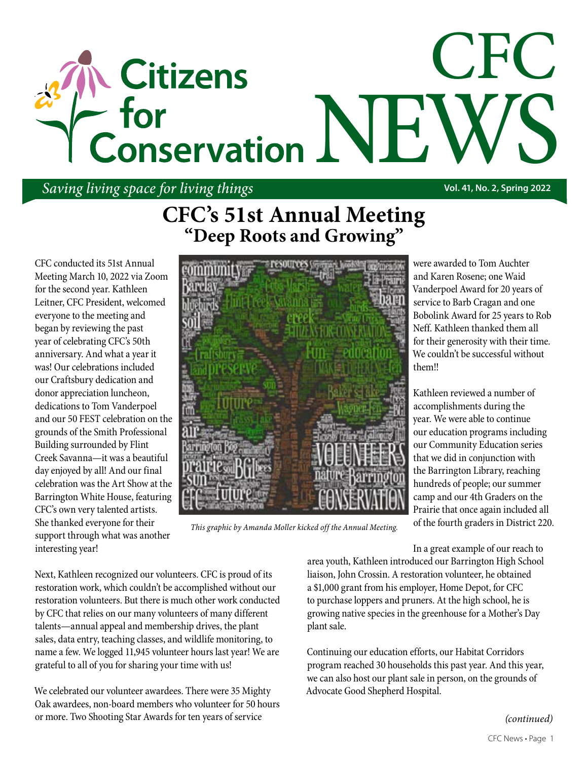# Citizens for Conservation CFC NEWS

*Saving living space for living things*

Vol. 41, No. 2, Spring 2022

## CFC's 51st Annual Meeting
### "Deep Roots and Growing"

CFC conducted its 51st Annual Meeting March 10, 2022 via Zoom for the second year. Kathleen Leitner, CFC President, welcomed everyone to the meeting and began by reviewing the past year of celebrating CFC's 50th anniversary. And what a year it was! Our celebrations included our Craftsbury dedication and donor appreciation luncheon, dedications to Tom Vanderpoel and our 50 FEST celebration on the grounds of the Smith Professional Building surrounded by Flint Creek Savanna—it was a beautiful day enjoyed by all! And our final celebration was the Art Show at the Barrington White House, featuring CFC's own very talented artists. She thanked everyone for their support through what was another interesting year!

*This graphic by Amanda Moller kicked off the Annual Meeting.*

Next, Kathleen recognized our volunteers. CFC is proud of its restoration work, which couldn't be accomplished without our restoration volunteers. But there is much other work conducted by CFC that relies on our many volunteers of many different talents—annual appeal and membership drives, the plant sales, data entry, teaching classes, and wildlife monitoring, to name a few. We logged 11,945 volunteer hours last year! We are grateful to all of you for sharing your time with us!

We celebrated our volunteer awardees. There were 35 Mighty Oak awardees, non-board members who volunteer for 50 hours or more. Two Shooting Star Awards for ten years of service were awarded to Tom Auchter and Karen Rosene; one Waid Vanderpoel Award for 20 years of service to Barb Cragan and one Bobolink Award for 25 years to Rob Neff. Kathleen thanked them all for their generosity with their time. We couldn't be successful without them!!

Kathleen reviewed a number of accomplishments during the year. We were able to continue our education programs including our Community Education series that we did in conjunction with the Barrington Library, reaching hundreds of people; our summer camp and our 4th Graders on the Prairie that once again included all of the fourth graders in District 220.

In a great example of our reach to area youth, Kathleen introduced our Barrington High School liaison, John Crossin. A restoration volunteer, he obtained a $1,000 grant from his employer, Home Depot, for CFC to purchase loppers and pruners. At the high school, he is growing native species in the greenhouse for a Mother's Day plant sale.

Continuing our education efforts, our Habitat Corridors program reached 30 households this past year. And this year, we can also host our plant sale in person, on the grounds of Advocate Good Shepherd Hospital.

*(continued)*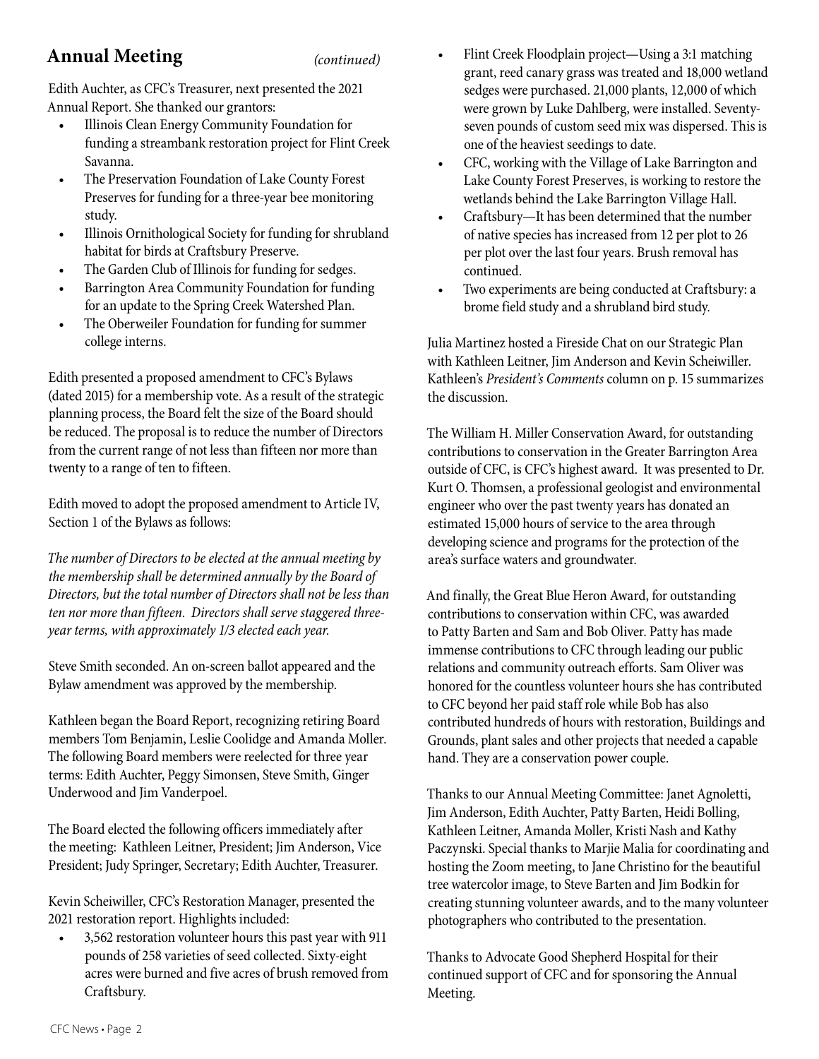## Annual Meeting *(continued)*

Edith Auchter, as CFC's Treasurer, next presented the 2021 Annual Report. She thanked our grantors:

- Illinois Clean Energy Community Foundation for funding a streambank restoration project for Flint Creek Savanna.
- The Preservation Foundation of Lake County Forest Preserves for funding for a three-year bee monitoring study.
- Illinois Ornithological Society for funding for shrubland habitat for birds at Craftsbury Preserve.
- The Garden Club of Illinois for funding for sedges.
- Barrington Area Community Foundation for funding for an update to the Spring Creek Watershed Plan.
- The Oberweiler Foundation for funding for summer college interns.

Edith presented a proposed amendment to CFC's Bylaws (dated 2015) for a membership vote. As a result of the strategic planning process, the Board felt the size of the Board should be reduced. The proposal is to reduce the number of Directors from the current range of not less than fifteen nor more than twenty to a range of ten to fifteen.

Edith moved to adopt the proposed amendment to Article IV, Section 1 of the Bylaws as follows:

*The number of Directors to be elected at the annual meeting by the membership shall be determined annually by the Board of Directors, but the total number of Directors shall not be less than ten nor more than fifteen. Directors shall serve staggered three-year terms, with approximately 1/3 elected each year.*

Steve Smith seconded. An on-screen ballot appeared and the Bylaw amendment was approved by the membership.

Kathleen began the Board Report, recognizing retiring Board members Tom Benjamin, Leslie Coolidge and Amanda Moller. The following Board members were reelected for three year terms: Edith Auchter, Peggy Simonsen, Steve Smith, Ginger Underwood and Jim Vanderpoel.

The Board elected the following officers immediately after the meeting: Kathleen Leitner, President; Jim Anderson, Vice President; Judy Springer, Secretary; Edith Auchter, Treasurer.

Kevin Scheiwiller, CFC's Restoration Manager, presented the 2021 restoration report. Highlights included:

- 3,562 restoration volunteer hours this past year with 911 pounds of 258 varieties of seed collected. Sixty-eight acres were burned and five acres of brush removed from Craftsbury.
- Flint Creek Floodplain project—Using a 3:1 matching grant, reed canary grass was treated and 18,000 wetland sedges were purchased. 21,000 plants, 12,000 of which were grown by Luke Dahlberg, were installed. Seventy-seven pounds of custom seed mix was dispersed. This is one of the heaviest seedings to date.
- CFC, working with the Village of Lake Barrington and Lake County Forest Preserves, is working to restore the wetlands behind the Lake Barrington Village Hall.
- Craftsbury—It has been determined that the number of native species has increased from 12 per plot to 26 per plot over the last four years. Brush removal has continued.
- Two experiments are being conducted at Craftsbury: a brome field study and a shrubland bird study.

Julia Martinez hosted a Fireside Chat on our Strategic Plan with Kathleen Leitner, Jim Anderson and Kevin Scheiwiller. Kathleen's *President's Comments* column on p. 15 summarizes the discussion.

The William H. Miller Conservation Award, for outstanding contributions to conservation in the Greater Barrington Area outside of CFC, is CFC's highest award. It was presented to Dr. Kurt O. Thomsen, a professional geologist and environmental engineer who over the past twenty years has donated an estimated 15,000 hours of service to the area through developing science and programs for the protection of the area's surface waters and groundwater.

And finally, the Great Blue Heron Award, for outstanding contributions to conservation within CFC, was awarded to Patty Barten and Sam and Bob Oliver. Patty has made immense contributions to CFC through leading our public relations and community outreach efforts. Sam Oliver was honored for the countless volunteer hours she has contributed to CFC beyond her paid staff role while Bob has also contributed hundreds of hours with restoration, Buildings and Grounds, plant sales and other projects that needed a capable hand. They are a conservation power couple.

Thanks to our Annual Meeting Committee: Janet Agnoletti, Jim Anderson, Edith Auchter, Patty Barten, Heidi Bolling, Kathleen Leitner, Amanda Moller, Kristi Nash and Kathy Paczynski. Special thanks to Marjie Malia for coordinating and hosting the Zoom meeting, to Jane Christino for the beautiful tree watercolor image, to Steve Barten and Jim Bodkin for creating stunning volunteer awards, and to the many volunteer photographers who contributed to the presentation.

Thanks to Advocate Good Shepherd Hospital for their continued support of CFC and for sponsoring the Annual Meeting.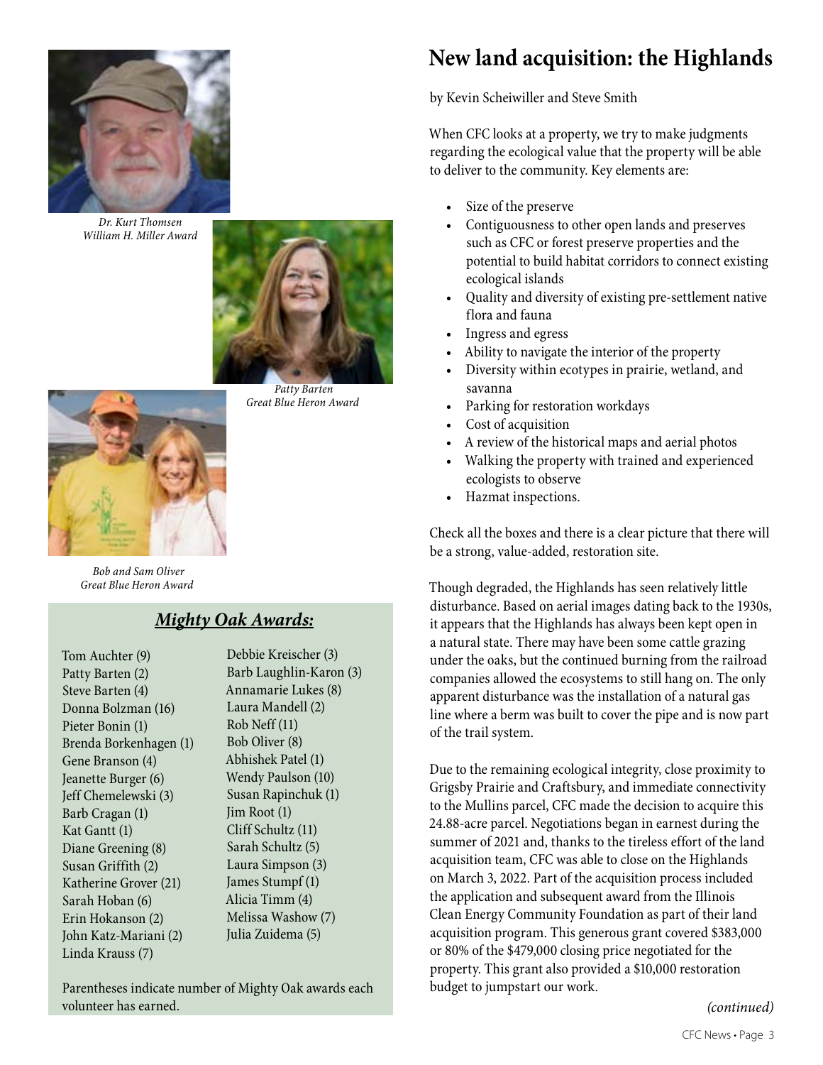*Dr. Kurt Thomsen*
*William H. Miller Award*

*Patty Barten*
*Great Blue Heron Award*

*Bob and Sam Oliver*
*Great Blue Heron Award*

## ***Mighty Oak Awards:***

Tom Auchter (9)
Patty Barten (2)
Steve Barten (4)
Donna Bolzman (16)
Pieter Bonin (1)
Brenda Borkenhagen (1)
Gene Branson (4)
Jeanette Burger (6)
Jeff Chemelewski (3)
Barb Cragan (1)
Kat Gantt (1)
Diane Greening (8)
Susan Griffith (2)
Katherine Grover (21)
Sarah Hoban (6)
Erin Hokanson (2)
John Katz-Mariani (2)
Linda Krauss (7)
Debbie Kreischer (3)
Barb Laughlin-Karon (3)
Annamarie Lukes (8)
Laura Mandell (2)
Rob Neff (11)
Bob Oliver (8)
Abhishek Patel (1)
Wendy Paulson (10)
Susan Rapinchuk (1)
Jim Root (1)
Cliff Schultz (11)
Sarah Schultz (5)
Laura Simpson (3)
James Stumpf (1)
Alicia Timm (4)
Melissa Washow (7)
Julia Zuidema (5)

Parentheses indicate number of Mighty Oak awards each volunteer has earned.

# New land acquisition: the Highlands

by Kevin Scheiwiller and Steve Smith

When CFC looks at a property, we try to make judgments regarding the ecological value that the property will be able to deliver to the community. Key elements are:

- Size of the preserve
- Contiguousness to other open lands and preserves such as CFC or forest preserve properties and the potential to build habitat corridors to connect existing ecological islands
- Quality and diversity of existing pre-settlement native flora and fauna
- Ingress and egress
- Ability to navigate the interior of the property
- Diversity within ecotypes in prairie, wetland, and savanna
- Parking for restoration workdays
- Cost of acquisition
- A review of the historical maps and aerial photos
- Walking the property with trained and experienced ecologists to observe
- Hazmat inspections.

Check all the boxes and there is a clear picture that there will be a strong, value-added, restoration site.

Though degraded, the Highlands has seen relatively little disturbance. Based on aerial images dating back to the 1930s, it appears that the Highlands has always been kept open in a natural state. There may have been some cattle grazing under the oaks, but the continued burning from the railroad companies allowed the ecosystems to still hang on. The only apparent disturbance was the installation of a natural gas line where a berm was built to cover the pipe and is now part of the trail system.

Due to the remaining ecological integrity, close proximity to Grigsby Prairie and Craftsbury, and immediate connectivity to the Mullins parcel, CFC made the decision to acquire this 24.88-acre parcel. Negotiations began in earnest during the summer of 2021 and, thanks to the tireless effort of the land acquisition team, CFC was able to close on the Highlands on March 3, 2022. Part of the acquisition process included the application and subsequent award from the Illinois Clean Energy Community Foundation as part of their land acquisition program. This generous grant covered $383,000 or 80% of the $479,000 closing price negotiated for the property. This grant also provided a $10,000 restoration budget to jumpstart our work.

*(continued)*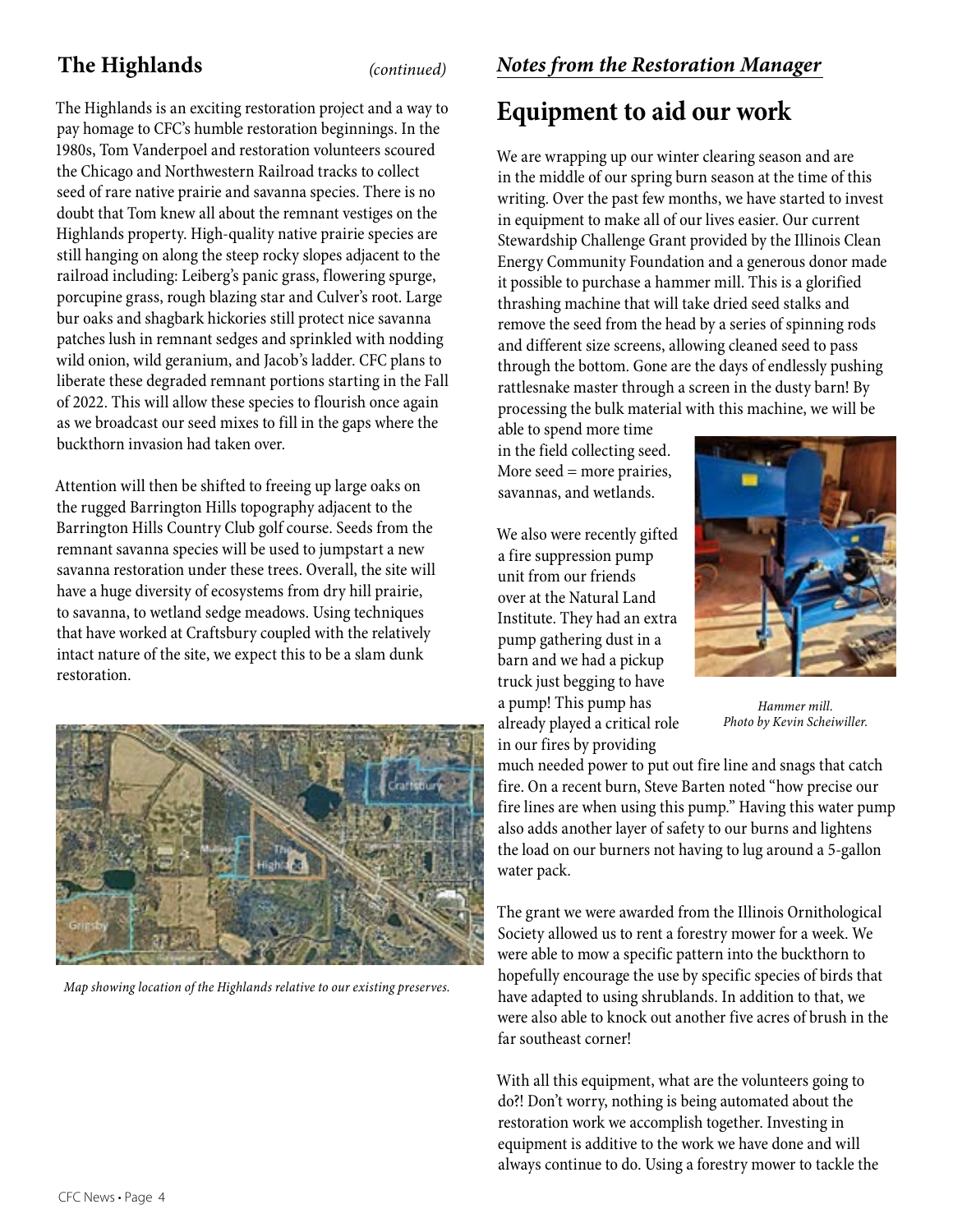## The Highlands *(continued)*

The Highlands is an exciting restoration project and a way to pay homage to CFC's humble restoration beginnings. In the 1980s, Tom Vanderpoel and restoration volunteers scoured the Chicago and Northwestern Railroad tracks to collect seed of rare native prairie and savanna species. There is no doubt that Tom knew all about the remnant vestiges on the Highlands property. High-quality native prairie species are still hanging on along the steep rocky slopes adjacent to the railroad including: Leiberg's panic grass, flowering spurge, porcupine grass, rough blazing star and Culver's root. Large bur oaks and shagbark hickories still protect nice savanna patches lush in remnant sedges and sprinkled with nodding wild onion, wild geranium, and Jacob's ladder. CFC plans to liberate these degraded remnant portions starting in the Fall of 2022. This will allow these species to flourish once again as we broadcast our seed mixes to fill in the gaps where the buckthorn invasion had taken over.

Attention will then be shifted to freeing up large oaks on the rugged Barrington Hills topography adjacent to the Barrington Hills Country Club golf course. Seeds from the remnant savanna species will be used to jumpstart a new savanna restoration under these trees. Overall, the site will have a huge diversity of ecosystems from dry hill prairie, to savanna, to wetland sedge meadows. Using techniques that have worked at Craftsbury coupled with the relatively intact nature of the site, we expect this to be a slam dunk restoration.

*Map showing location of the Highlands relative to our existing preserves.*

### *Notes from the Restoration Manager*

## Equipment to aid our work

We are wrapping up our winter clearing season and are in the middle of our spring burn season at the time of this writing. Over the past few months, we have started to invest in equipment to make all of our lives easier. Our current Stewardship Challenge Grant provided by the Illinois Clean Energy Community Foundation and a generous donor made it possible to purchase a hammer mill. This is a glorified thrashing machine that will take dried seed stalks and remove the seed from the head by a series of spinning rods and different size screens, allowing cleaned seed to pass through the bottom. Gone are the days of endlessly pushing rattlesnake master through a screen in the dusty barn! By processing the bulk material with this machine, we will be able to spend more time in the field collecting seed. More seed = more prairies, savannas, and wetlands.

*Hammer mill. Photo by Kevin Scheiwiller.*

We also were recently gifted a fire suppression pump unit from our friends over at the Natural Land Institute. They had an extra pump gathering dust in a barn and we had a pickup truck just begging to have a pump! This pump has already played a critical role in our fires by providing much needed power to put out fire line and snags that catch fire. On a recent burn, Steve Barten noted "how precise our fire lines are when using this pump." Having this water pump also adds another layer of safety to our burns and lightens the load on our burners not having to lug around a 5-gallon water pack.

The grant we were awarded from the Illinois Ornithological Society allowed us to rent a forestry mower for a week. We were able to mow a specific pattern into the buckthorn to hopefully encourage the use by specific species of birds that have adapted to using shrublands. In addition to that, we were also able to knock out another five acres of brush in the far southeast corner!

With all this equipment, what are the volunteers going to do?! Don't worry, nothing is being automated about the restoration work we accomplish together. Investing in equipment is additive to the work we have done and will always continue to do. Using a forestry mower to tackle the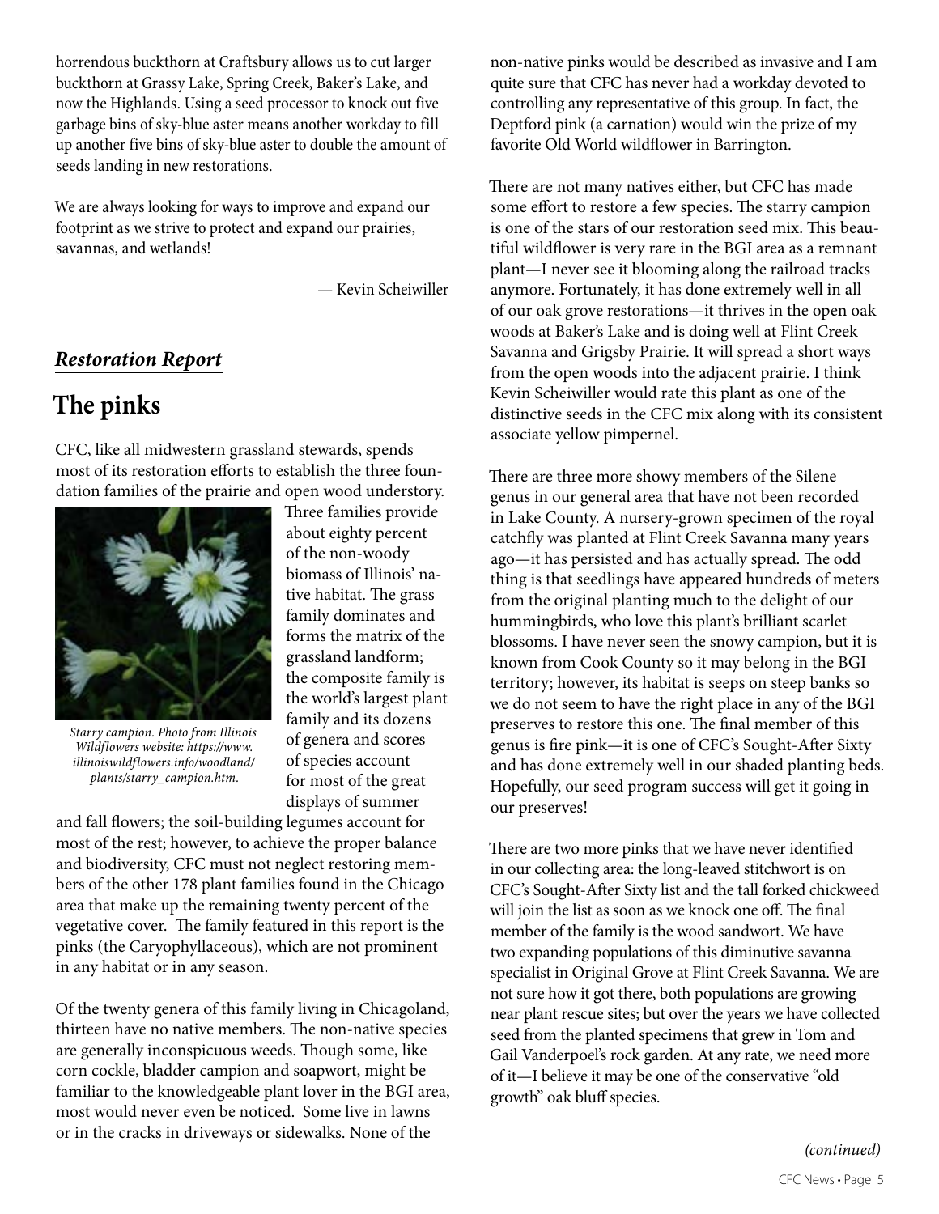horrendous buckthorn at Craftsbury allows us to cut larger buckthorn at Grassy Lake, Spring Creek, Baker's Lake, and now the Highlands. Using a seed processor to knock out five garbage bins of sky-blue aster means another workday to fill up another five bins of sky-blue aster to double the amount of seeds landing in new restorations.

We are always looking for ways to improve and expand our footprint as we strive to protect and expand our prairies, savannas, and wetlands!

— Kevin Scheiwiller

## *Restoration Report*

# The pinks

CFC, like all midwestern grassland stewards, spends most of its restoration efforts to establish the three foundation families of the prairie and open wood understory. Three families provide about eighty percent of the non-woody biomass of Illinois' native habitat. The grass family dominates and forms the matrix of the grassland landform; the composite family is the world's largest plant family and its dozens of genera and scores of species account for most of the great displays of summer and fall flowers; the soil-building legumes account for most of the rest; however, to achieve the proper balance and biodiversity, CFC must not neglect restoring members of the other 178 plant families found in the Chicago area that make up the remaining twenty percent of the vegetative cover. The family featured in this report is the pinks (the Caryophyllaceous), which are not prominent in any habitat or in any season.

*Starry campion. Photo from Illinois Wildflowers website: https://www.illinoiswildflowers.info/woodland/plants/starry_campion.htm.*

Of the twenty genera of this family living in Chicagoland, thirteen have no native members. The non-native species are generally inconspicuous weeds. Though some, like corn cockle, bladder campion and soapwort, might be familiar to the knowledgeable plant lover in the BGI area, most would never even be noticed. Some live in lawns or in the cracks in driveways or sidewalks. None of the non-native pinks would be described as invasive and I am quite sure that CFC has never had a workday devoted to controlling any representative of this group. In fact, the Deptford pink (a carnation) would win the prize of my favorite Old World wildflower in Barrington.

There are not many natives either, but CFC has made some effort to restore a few species. The starry campion is one of the stars of our restoration seed mix. This beautiful wildflower is very rare in the BGI area as a remnant plant—I never see it blooming along the railroad tracks anymore. Fortunately, it has done extremely well in all of our oak grove restorations—it thrives in the open oak woods at Baker's Lake and is doing well at Flint Creek Savanna and Grigsby Prairie. It will spread a short ways from the open woods into the adjacent prairie. I think Kevin Scheiwiller would rate this plant as one of the distinctive seeds in the CFC mix along with its consistent associate yellow pimpernel.

There are three more showy members of the Silene genus in our general area that have not been recorded in Lake County. A nursery-grown specimen of the royal catchfly was planted at Flint Creek Savanna many years ago—it has persisted and has actually spread. The odd thing is that seedlings have appeared hundreds of meters from the original planting much to the delight of our hummingbirds, who love this plant's brilliant scarlet blossoms. I have never seen the snowy campion, but it is known from Cook County so it may belong in the BGI territory; however, its habitat is seeps on steep banks so we do not seem to have the right place in any of the BGI preserves to restore this one. The final member of this genus is fire pink—it is one of CFC's Sought-After Sixty and has done extremely well in our shaded planting beds. Hopefully, our seed program success will get it going in our preserves!

There are two more pinks that we have never identified in our collecting area: the long-leaved stitchwort is on CFC's Sought-After Sixty list and the tall forked chickweed will join the list as soon as we knock one off. The final member of the family is the wood sandwort. We have two expanding populations of this diminutive savanna specialist in Original Grove at Flint Creek Savanna. We are not sure how it got there, both populations are growing near plant rescue sites; but over the years we have collected seed from the planted specimens that grew in Tom and Gail Vanderpoel's rock garden. At any rate, we need more of it—I believe it may be one of the conservative "old growth" oak bluff species.

*(continued)*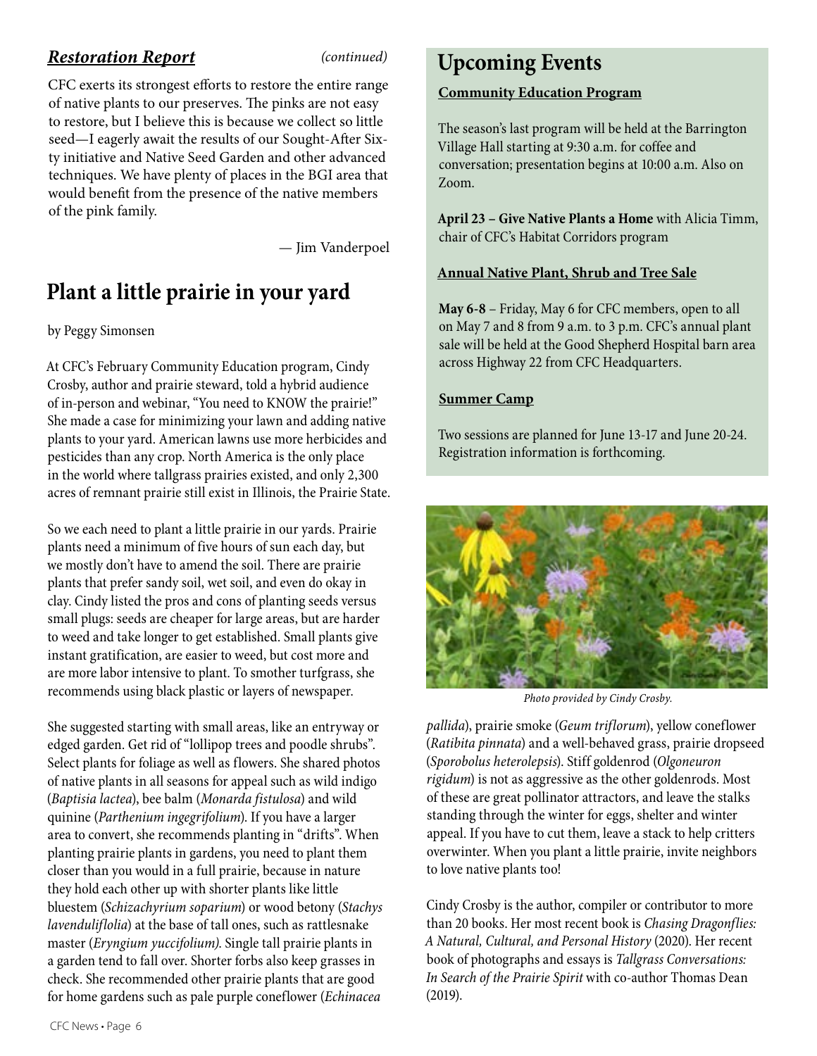***Restoration Report*** *(continued)*

CFC exerts its strongest efforts to restore the entire range of native plants to our preserves. The pinks are not easy to restore, but I believe this is because we collect so little seed—I eagerly await the results of our Sought-After Sixty initiative and Native Seed Garden and other advanced techniques. We have plenty of places in the BGI area that would benefit from the presence of the native members of the pink family.

— Jim Vanderpoel

## Plant a little prairie in your yard

by Peggy Simonsen

At CFC's February Community Education program, Cindy Crosby, author and prairie steward, told a hybrid audience of in-person and webinar, "You need to KNOW the prairie!" She made a case for minimizing your lawn and adding native plants to your yard. American lawns use more herbicides and pesticides than any crop. North America is the only place in the world where tallgrass prairies existed, and only 2,300 acres of remnant prairie still exist in Illinois, the Prairie State.

So we each need to plant a little prairie in our yards. Prairie plants need a minimum of five hours of sun each day, but we mostly don't have to amend the soil. There are prairie plants that prefer sandy soil, wet soil, and even do okay in clay. Cindy listed the pros and cons of planting seeds versus small plugs: seeds are cheaper for large areas, but are harder to weed and take longer to get established. Small plants give instant gratification, are easier to weed, but cost more and are more labor intensive to plant. To smother turfgrass, she recommends using black plastic or layers of newspaper.

She suggested starting with small areas, like an entryway or edged garden. Get rid of "lollipop trees and poodle shrubs". Select plants for foliage as well as flowers. She shared photos of native plants in all seasons for appeal such as wild indigo (*Baptisia lactea*), bee balm (*Monarda fistulosa*) and wild quinine (*Parthenium ingegrifolium*). If you have a larger area to convert, she recommends planting in "drifts". When planting prairie plants in gardens, you need to plant them closer than you would in a full prairie, because in nature they hold each other up with shorter plants like little bluestem (*Schizachyrium soparium*) or wood betony (*Stachys lavenduliflolia*) at the base of tall ones, such as rattlesnake master (*Eryngium yuccifolium*). Single tall prairie plants in a garden tend to fall over. Shorter forbs also keep grasses in check. She recommended other prairie plants that are good for home gardens such as pale purple coneflower (*Echinacea pallida*), prairie smoke (*Geum triflorum*), yellow coneflower (*Ratibita pinnata*) and a well-behaved grass, prairie dropseed (*Sporobolus heterolepsis*). Stiff goldenrod (*Olgoneuron rigidum*) is not as aggressive as the other goldenrods. Most of these are great pollinator attractors, and leave the stalks standing through the winter for eggs, shelter and winter appeal. If you have to cut them, leave a stack to help critters overwinter. When you plant a little prairie, invite neighbors to love native plants too!

*Photo provided by Cindy Crosby.*

Cindy Crosby is the author, compiler or contributor to more than 20 books. Her most recent book is *Chasing Dragonflies: A Natural, Cultural, and Personal History* (2020). Her recent book of photographs and essays is *Tallgrass Conversations: In Search of the Prairie Spirit* with co-author Thomas Dean (2019).

## Upcoming Events

**Community Education Program**

The season's last program will be held at the Barrington Village Hall starting at 9:30 a.m. for coffee and conversation; presentation begins at 10:00 a.m. Also on Zoom.

**April 23 – Give Native Plants a Home** with Alicia Timm, chair of CFC's Habitat Corridors program

**Annual Native Plant, Shrub and Tree Sale**

**May 6-8** – Friday, May 6 for CFC members, open to all on May 7 and 8 from 9 a.m. to 3 p.m. CFC's annual plant sale will be held at the Good Shepherd Hospital barn area across Highway 22 from CFC Headquarters.

**Summer Camp**

Two sessions are planned for June 13-17 and June 20-24. Registration information is forthcoming.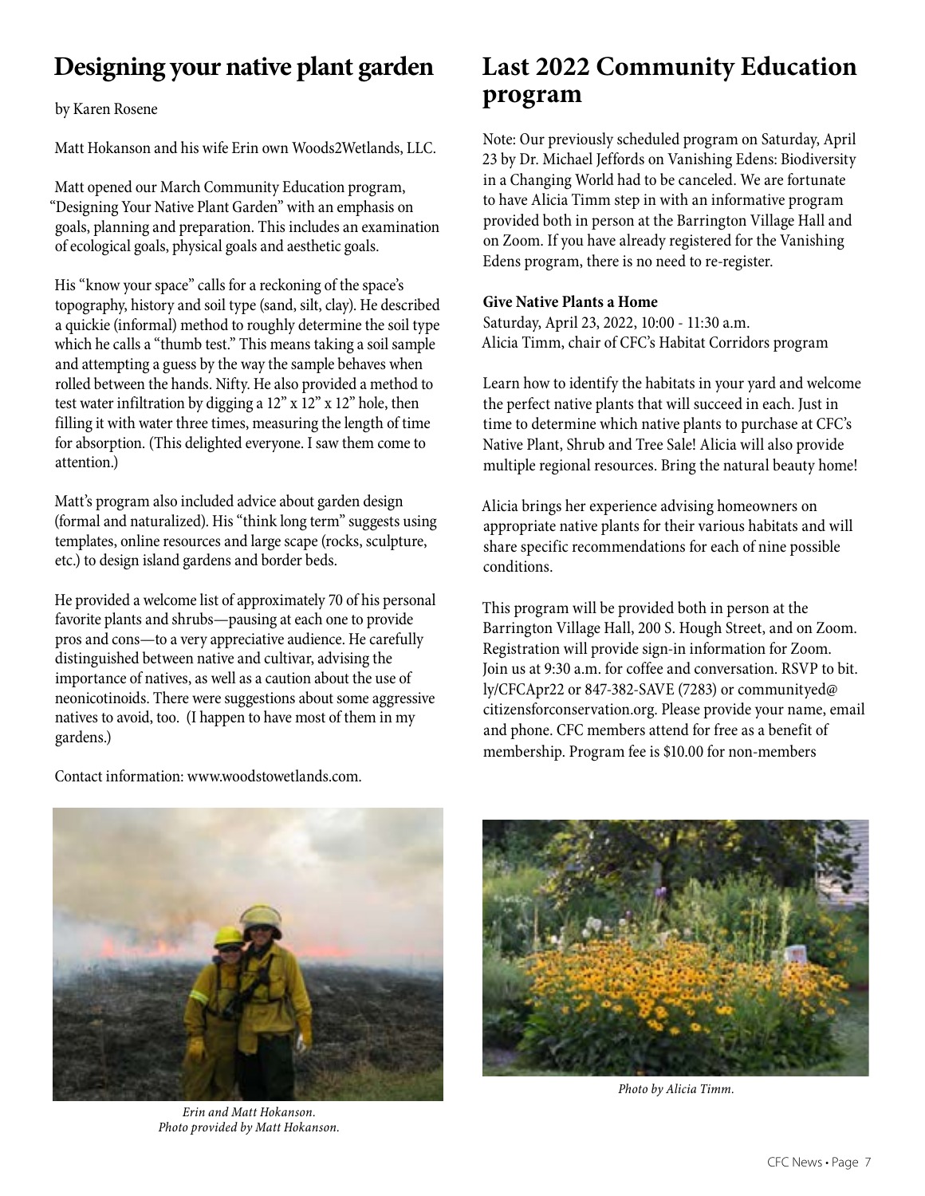## Designing your native plant garden

by Karen Rosene

Matt Hokanson and his wife Erin own Woods2Wetlands, LLC.

Matt opened our March Community Education program, "Designing Your Native Plant Garden" with an emphasis on goals, planning and preparation. This includes an examination of ecological goals, physical goals and aesthetic goals.

His "know your space" calls for a reckoning of the space's topography, history and soil type (sand, silt, clay). He described a quickie (informal) method to roughly determine the soil type which he calls a "thumb test." This means taking a soil sample and attempting a guess by the way the sample behaves when rolled between the hands. Nifty. He also provided a method to test water infiltration by digging a 12" x 12" x 12" hole, then filling it with water three times, measuring the length of time for absorption. (This delighted everyone. I saw them come to attention.)

Matt's program also included advice about garden design (formal and naturalized). His "think long term" suggests using templates, online resources and large scape (rocks, sculpture, etc.) to design island gardens and border beds.

He provided a welcome list of approximately 70 of his personal favorite plants and shrubs—pausing at each one to provide pros and cons—to a very appreciative audience. He carefully distinguished between native and cultivar, advising the importance of natives, as well as a caution about the use of neonicotinoids. There were suggestions about some aggressive natives to avoid, too. (I happen to have most of them in my gardens.)

Contact information: www.woodstowetlands.com.

*Erin and Matt Hokanson. Photo provided by Matt Hokanson.*

## Last 2022 Community Education program

Note: Our previously scheduled program on Saturday, April 23 by Dr. Michael Jeffords on Vanishing Edens: Biodiversity in a Changing World had to be canceled. We are fortunate to have Alicia Timm step in with an informative program provided both in person at the Barrington Village Hall and on Zoom. If you have already registered for the Vanishing Edens program, there is no need to re-register.

**Give Native Plants a Home**
Saturday, April 23, 2022, 10:00 - 11:30 a.m.
Alicia Timm, chair of CFC's Habitat Corridors program

Learn how to identify the habitats in your yard and welcome the perfect native plants that will succeed in each. Just in time to determine which native plants to purchase at CFC's Native Plant, Shrub and Tree Sale! Alicia will also provide multiple regional resources. Bring the natural beauty home!

Alicia brings her experience advising homeowners on appropriate native plants for their various habitats and will share specific recommendations for each of nine possible conditions.

This program will be provided both in person at the Barrington Village Hall, 200 S. Hough Street, and on Zoom. Registration will provide sign-in information for Zoom. Join us at 9:30 a.m. for coffee and conversation. RSVP to bit.ly/CFCApr22 or 847-382-SAVE (7283) or communityed@citizensforconservation.org. Please provide your name, email and phone. CFC members attend for free as a benefit of membership. Program fee is $10.00 for non-members

*Photo by Alicia Timm.*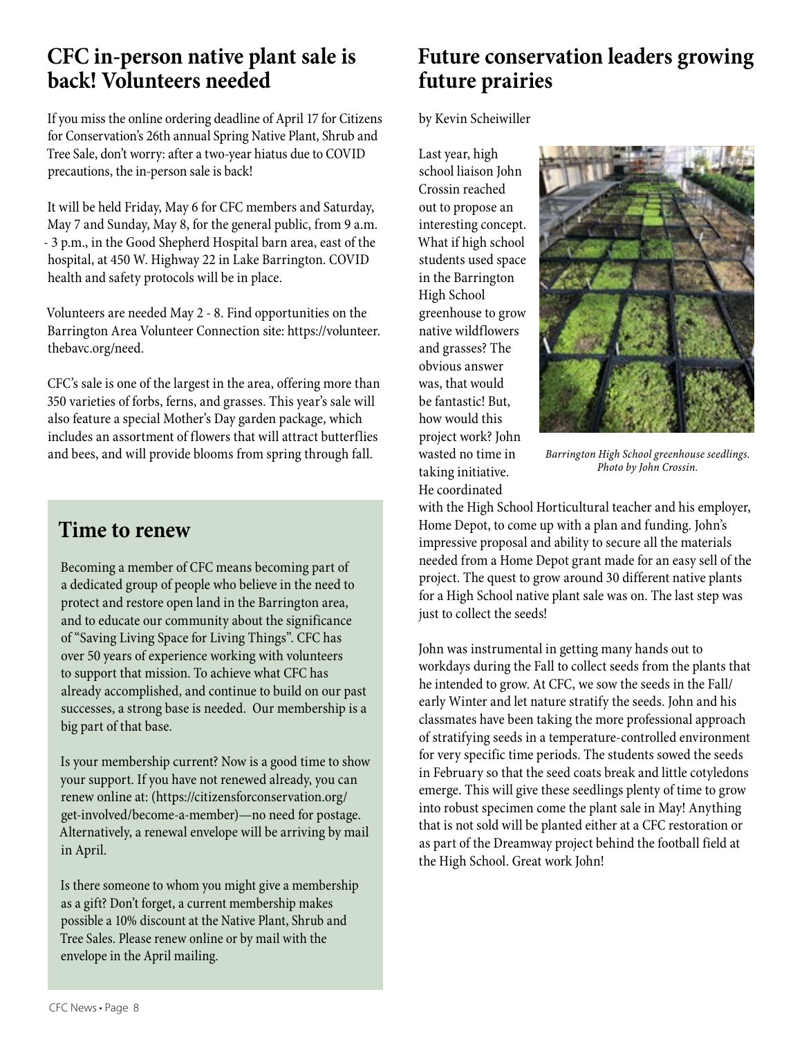## CFC in-person native plant sale is back! Volunteers needed

If you miss the online ordering deadline of April 17 for Citizens for Conservation's 26th annual Spring Native Plant, Shrub and Tree Sale, don't worry: after a two-year hiatus due to COVID precautions, the in-person sale is back!

It will be held Friday, May 6 for CFC members and Saturday, May 7 and Sunday, May 8, for the general public, from 9 a.m. - 3 p.m., in the Good Shepherd Hospital barn area, east of the hospital, at 450 W. Highway 22 in Lake Barrington. COVID health and safety protocols will be in place.

Volunteers are needed May 2 - 8. Find opportunities on the Barrington Area Volunteer Connection site: https://volunteer.thebavc.org/need.

CFC's sale is one of the largest in the area, offering more than 350 varieties of forbs, ferns, and grasses. This year's sale will also feature a special Mother's Day garden package, which includes an assortment of flowers that will attract butterflies and bees, and will provide blooms from spring through fall.

## Time to renew

Becoming a member of CFC means becoming part of a dedicated group of people who believe in the need to protect and restore open land in the Barrington area, and to educate our community about the significance of "Saving Living Space for Living Things". CFC has over 50 years of experience working with volunteers to support that mission. To achieve what CFC has already accomplished, and continue to build on our past successes, a strong base is needed. Our membership is a big part of that base.

Is your membership current? Now is a good time to show your support. If you have not renewed already, you can renew online at: (https://citizensforconservation.org/get-involved/become-a-member)—no need for postage. Alternatively, a renewal envelope will be arriving by mail in April.

Is there someone to whom you might give a membership as a gift? Don't forget, a current membership makes possible a 10% discount at the Native Plant, Shrub and Tree Sales. Please renew online or by mail with the envelope in the April mailing.

## Future conservation leaders growing future prairies

by Kevin Scheiwiller

Last year, high school liaison John Crossin reached out to propose an interesting concept. What if high school students used space in the Barrington High School greenhouse to grow native wildflowers and grasses? The obvious answer was, that would be fantastic! But, how would this project work? John wasted no time in taking initiative. He coordinated with the High School Horticultural teacher and his employer, Home Depot, to come up with a plan and funding. John's impressive proposal and ability to secure all the materials needed from a Home Depot grant made for an easy sell of the project. The quest to grow around 30 different native plants for a High School native plant sale was on. The last step was just to collect the seeds!

*Barrington High School greenhouse seedlings. Photo by John Crossin.*

John was instrumental in getting many hands out to workdays during the Fall to collect seeds from the plants that he intended to grow. At CFC, we sow the seeds in the Fall/early Winter and let nature stratify the seeds. John and his classmates have been taking the more professional approach of stratifying seeds in a temperature-controlled environment for very specific time periods. The students sowed the seeds in February so that the seed coats break and little cotyledons emerge. This will give these seedlings plenty of time to grow into robust specimen come the plant sale in May! Anything that is not sold will be planted either at a CFC restoration or as part of the Dreamway project behind the football field at the High School. Great work John!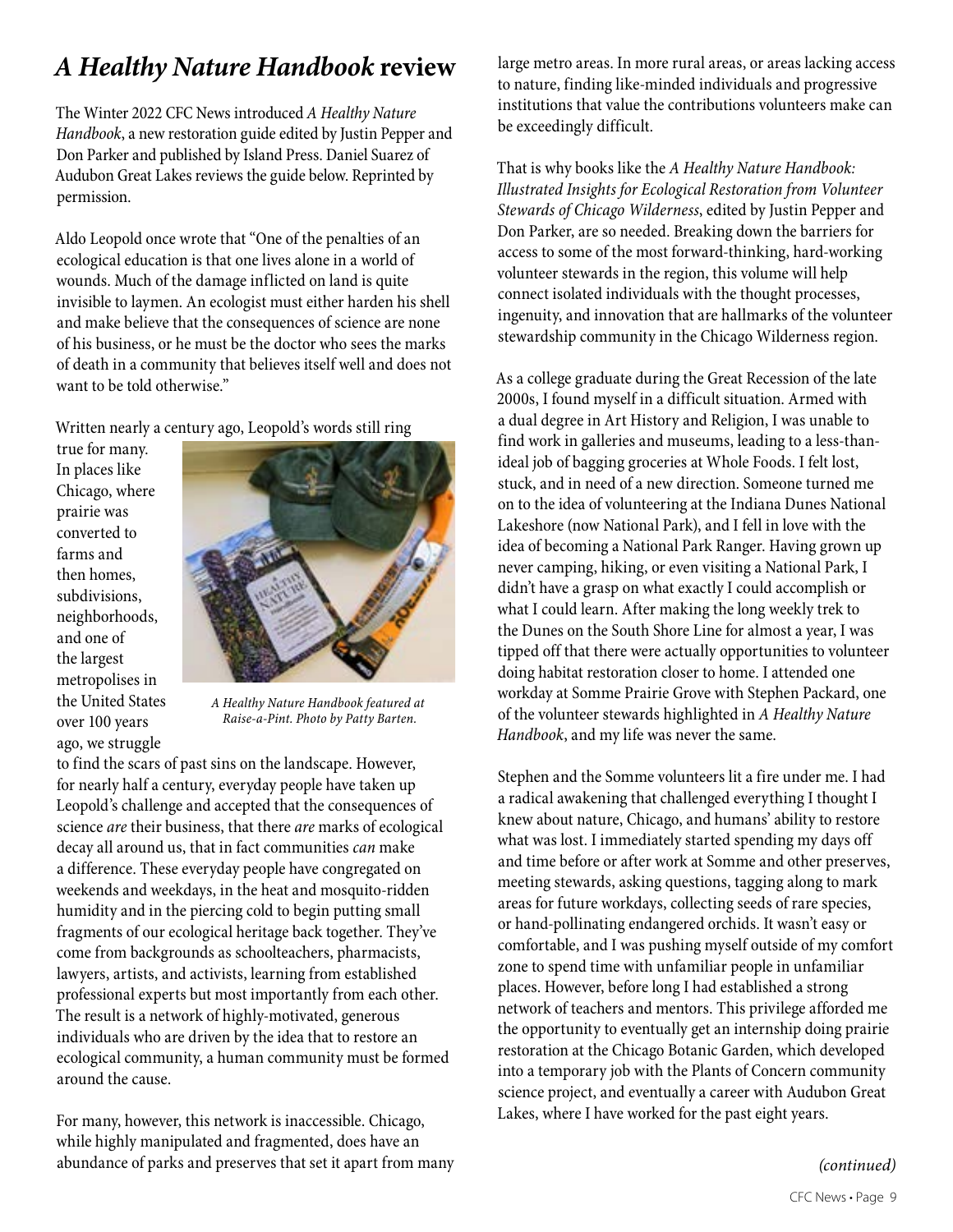# *A Healthy Nature Handbook* review

The Winter 2022 CFC News introduced *A Healthy Nature Handbook*, a new restoration guide edited by Justin Pepper and Don Parker and published by Island Press. Daniel Suarez of Audubon Great Lakes reviews the guide below. Reprinted by permission.

Aldo Leopold once wrote that "One of the penalties of an ecological education is that one lives alone in a world of wounds. Much of the damage inflicted on land is quite invisible to laymen. An ecologist must either harden his shell and make believe that the consequences of science are none of his business, or he must be the doctor who sees the marks of death in a community that believes itself well and does not want to be told otherwise."

Written nearly a century ago, Leopold's words still ring true for many. In places like Chicago, where prairie was converted to farms and then homes, subdivisions, neighborhoods, and one of the largest metropolises in the United States over 100 years ago, we struggle to find the scars of past sins on the landscape. However, for nearly half a century, everyday people have taken up Leopold's challenge and accepted that the consequences of science *are* their business, that there *are* marks of ecological decay all around us, that in fact communities *can* make a difference. These everyday people have congregated on weekends and weekdays, in the heat and mosquito-ridden humidity and in the piercing cold to begin putting small fragments of our ecological heritage back together. They've come from backgrounds as schoolteachers, pharmacists, lawyers, artists, and activists, learning from established professional experts but most importantly from each other. The result is a network of highly-motivated, generous individuals who are driven by the idea that to restore an ecological community, a human community must be formed around the cause.

*A Healthy Nature Handbook featured at Raise-a-Pint. Photo by Patty Barten.*

For many, however, this network is inaccessible. Chicago, while highly manipulated and fragmented, does have an abundance of parks and preserves that set it apart from many large metro areas. In more rural areas, or areas lacking access to nature, finding like-minded individuals and progressive institutions that value the contributions volunteers make can be exceedingly difficult.

That is why books like the *A Healthy Nature Handbook: Illustrated Insights for Ecological Restoration from Volunteer Stewards of Chicago Wilderness*, edited by Justin Pepper and Don Parker, are so needed. Breaking down the barriers for access to some of the most forward-thinking, hard-working volunteer stewards in the region, this volume will help connect isolated individuals with the thought processes, ingenuity, and innovation that are hallmarks of the volunteer stewardship community in the Chicago Wilderness region.

As a college graduate during the Great Recession of the late 2000s, I found myself in a difficult situation. Armed with a dual degree in Art History and Religion, I was unable to find work in galleries and museums, leading to a less-than-ideal job of bagging groceries at Whole Foods. I felt lost, stuck, and in need of a new direction. Someone turned me on to the idea of volunteering at the Indiana Dunes National Lakeshore (now National Park), and I fell in love with the idea of becoming a National Park Ranger. Having grown up never camping, hiking, or even visiting a National Park, I didn't have a grasp on what exactly I could accomplish or what I could learn. After making the long weekly trek to the Dunes on the South Shore Line for almost a year, I was tipped off that there were actually opportunities to volunteer doing habitat restoration closer to home. I attended one workday at Somme Prairie Grove with Stephen Packard, one of the volunteer stewards highlighted in *A Healthy Nature Handbook*, and my life was never the same.

Stephen and the Somme volunteers lit a fire under me. I had a radical awakening that challenged everything I thought I knew about nature, Chicago, and humans' ability to restore what was lost. I immediately started spending my days off and time before or after work at Somme and other preserves, meeting stewards, asking questions, tagging along to mark areas for future workdays, collecting seeds of rare species, or hand-pollinating endangered orchids. It wasn't easy or comfortable, and I was pushing myself outside of my comfort zone to spend time with unfamiliar people in unfamiliar places. However, before long I had established a strong network of teachers and mentors. This privilege afforded me the opportunity to eventually get an internship doing prairie restoration at the Chicago Botanic Garden, which developed into a temporary job with the Plants of Concern community science project, and eventually a career with Audubon Great Lakes, where I have worked for the past eight years.

*(continued)*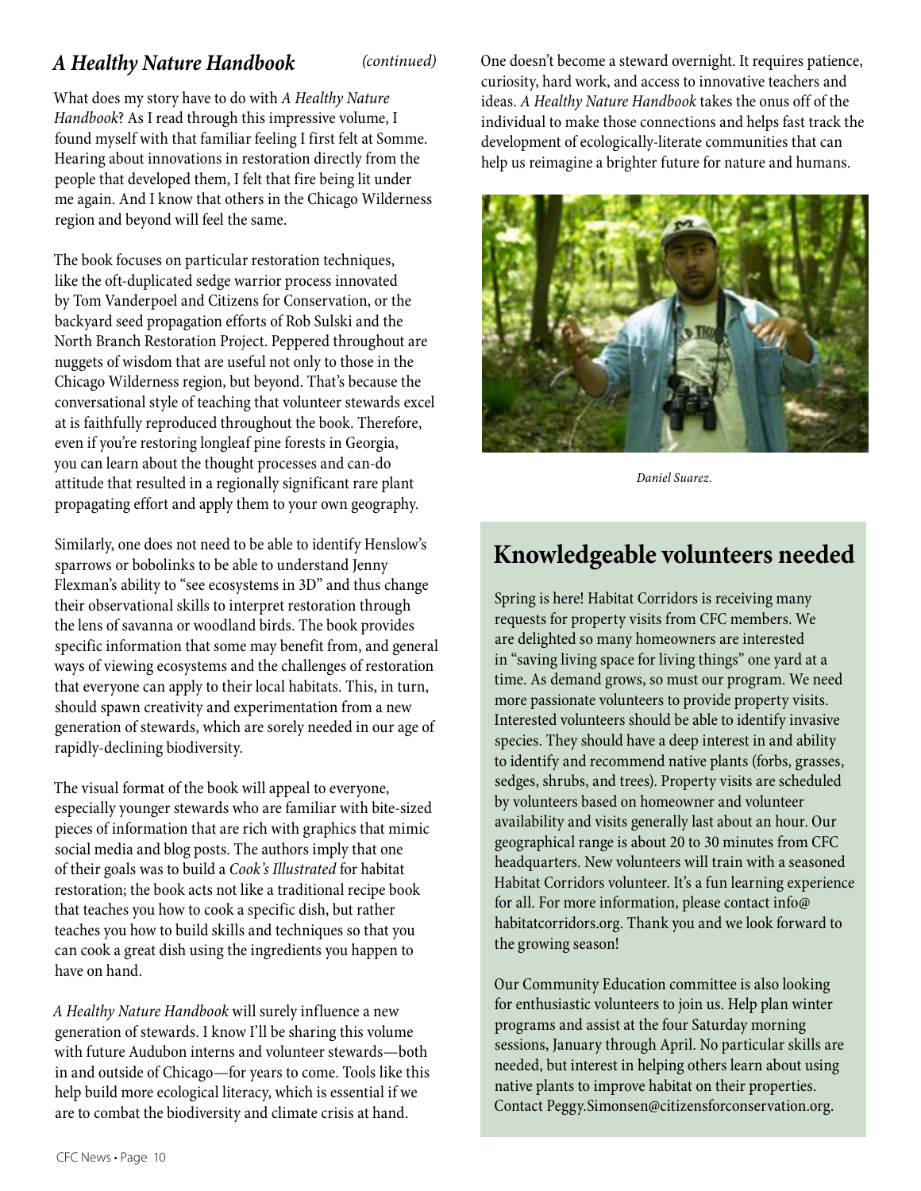## *A Healthy Nature Handbook* *(continued)*

What does my story have to do with *A Healthy Nature Handbook*? As I read through this impressive volume, I found myself with that familiar feeling I first felt at Somme. Hearing about innovations in restoration directly from the people that developed them, I felt that fire being lit under me again. And I know that others in the Chicago Wilderness region and beyond will feel the same.

The book focuses on particular restoration techniques, like the oft-duplicated sedge warrior process innovated by Tom Vanderpoel and Citizens for Conservation, or the backyard seed propagation efforts of Rob Sulski and the North Branch Restoration Project. Peppered throughout are nuggets of wisdom that are useful not only to those in the Chicago Wilderness region, but beyond. That's because the conversational style of teaching that volunteer stewards excel at is faithfully reproduced throughout the book. Therefore, even if you're restoring longleaf pine forests in Georgia, you can learn about the thought processes and can-do attitude that resulted in a regionally significant rare plant propagating effort and apply them to your own geography.

Similarly, one does not need to be able to identify Henslow's sparrows or bobolinks to be able to understand Jenny Flexman's ability to "see ecosystems in 3D" and thus change their observational skills to interpret restoration through the lens of savanna or woodland birds. The book provides specific information that some may benefit from, and general ways of viewing ecosystems and the challenges of restoration that everyone can apply to their local habitats. This, in turn, should spawn creativity and experimentation from a new generation of stewards, which are sorely needed in our age of rapidly-declining biodiversity.

The visual format of the book will appeal to everyone, especially younger stewards who are familiar with bite-sized pieces of information that are rich with graphics that mimic social media and blog posts. The authors imply that one of their goals was to build a *Cook's Illustrated* for habitat restoration; the book acts not like a traditional recipe book that teaches you how to cook a specific dish, but rather teaches you how to build skills and techniques so that you can cook a great dish using the ingredients you happen to have on hand.

*A Healthy Nature Handbook* will surely influence a new generation of stewards. I know I'll be sharing this volume with future Audubon interns and volunteer stewards—both in and outside of Chicago—for years to come. Tools like this help build more ecological literacy, which is essential if we are to combat the biodiversity and climate crisis at hand.

One doesn't become a steward overnight. It requires patience, curiosity, hard work, and access to innovative teachers and ideas. *A Healthy Nature Handbook* takes the onus off of the individual to make those connections and helps fast track the development of ecologically-literate communities that can help us reimagine a brighter future for nature and humans.

*Daniel Suarez.*

## Knowledgeable volunteers needed

Spring is here! Habitat Corridors is receiving many requests for property visits from CFC members. We are delighted so many homeowners are interested in "saving living space for living things" one yard at a time. As demand grows, so must our program. We need more passionate volunteers to provide property visits. Interested volunteers should be able to identify invasive species. They should have a deep interest in and ability to identify and recommend native plants (forbs, grasses, sedges, shrubs, and trees). Property visits are scheduled by volunteers based on homeowner and volunteer availability and visits generally last about an hour. Our geographical range is about 20 to 30 minutes from CFC headquarters. New volunteers will train with a seasoned Habitat Corridors volunteer. It's a fun learning experience for all. For more information, please contact info@habitatcorridors.org. Thank you and we look forward to the growing season!

Our Community Education committee is also looking for enthusiastic volunteers to join us. Help plan winter programs and assist at the four Saturday morning sessions, January through April. No particular skills are needed, but interest in helping others learn about using native plants to improve habitat on their properties. Contact Peggy.Simonsen@citizensforconservation.org.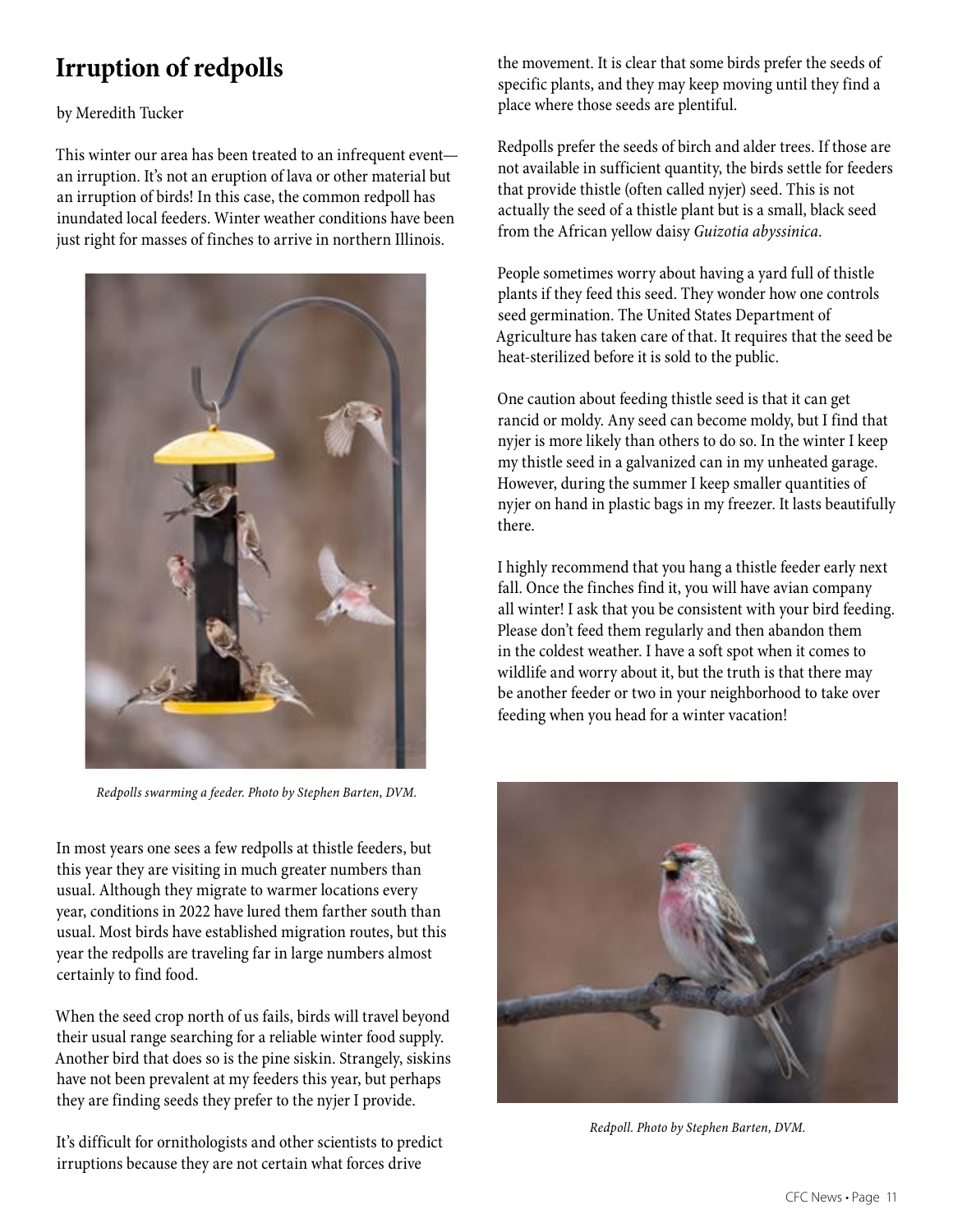# Irruption of redpolls

by Meredith Tucker

This winter our area has been treated to an infrequent event—an irruption. It's not an eruption of lava or other material but an irruption of birds! In this case, the common redpoll has inundated local feeders. Winter weather conditions have been just right for masses of finches to arrive in northern Illinois.

*Redpolls swarming a feeder. Photo by Stephen Barten, DVM.*

In most years one sees a few redpolls at thistle feeders, but this year they are visiting in much greater numbers than usual. Although they migrate to warmer locations every year, conditions in 2022 have lured them farther south than usual. Most birds have established migration routes, but this year the redpolls are traveling far in large numbers almost certainly to find food.

When the seed crop north of us fails, birds will travel beyond their usual range searching for a reliable winter food supply. Another bird that does so is the pine siskin. Strangely, siskins have not been prevalent at my feeders this year, but perhaps they are finding seeds they prefer to the nyjer I provide.

It's difficult for ornithologists and other scientists to predict irruptions because they are not certain what forces drive the movement. It is clear that some birds prefer the seeds of specific plants, and they may keep moving until they find a place where those seeds are plentiful.

Redpolls prefer the seeds of birch and alder trees. If those are not available in sufficient quantity, the birds settle for feeders that provide thistle (often called nyjer) seed. This is not actually the seed of a thistle plant but is a small, black seed from the African yellow daisy *Guizotia abyssinica*.

People sometimes worry about having a yard full of thistle plants if they feed this seed. They wonder how one controls seed germination. The United States Department of Agriculture has taken care of that. It requires that the seed be heat-sterilized before it is sold to the public.

One caution about feeding thistle seed is that it can get rancid or moldy. Any seed can become moldy, but I find that nyjer is more likely than others to do so. In the winter I keep my thistle seed in a galvanized can in my unheated garage. However, during the summer I keep smaller quantities of nyjer on hand in plastic bags in my freezer. It lasts beautifully there.

I highly recommend that you hang a thistle feeder early next fall. Once the finches find it, you will have avian company all winter! I ask that you be consistent with your bird feeding. Please don't feed them regularly and then abandon them in the coldest weather. I have a soft spot when it comes to wildlife and worry about it, but the truth is that there may be another feeder or two in your neighborhood to take over feeding when you head for a winter vacation!

*Redpoll. Photo by Stephen Barten, DVM.*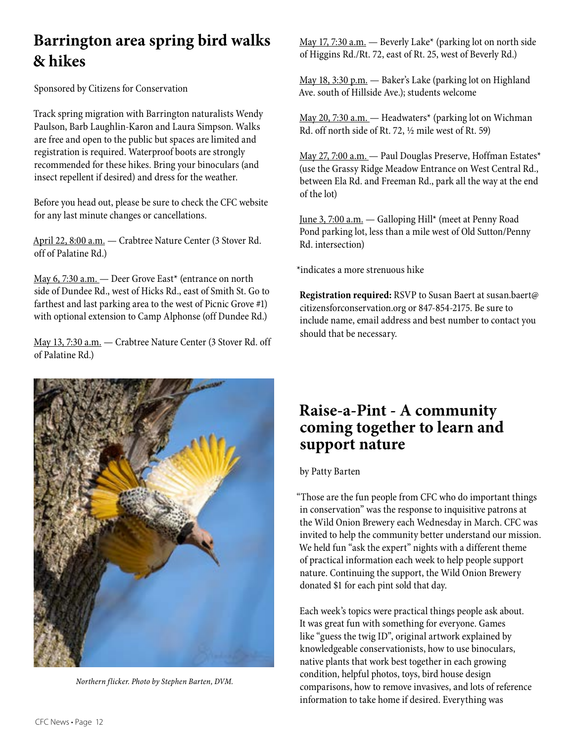## Barrington area spring bird walks & hikes

Sponsored by Citizens for Conservation

Track spring migration with Barrington naturalists Wendy Paulson, Barb Laughlin-Karon and Laura Simpson. Walks are free and open to the public but spaces are limited and registration is required. Waterproof boots are strongly recommended for these hikes. Bring your binoculars (and insect repellent if desired) and dress for the weather.

Before you head out, please be sure to check the CFC website for any last minute changes or cancellations.

April 22, 8:00 a.m. — Crabtree Nature Center (3 Stover Rd. off of Palatine Rd.)

May 6, 7:30 a.m. — Deer Grove East* (entrance on north side of Dundee Rd., west of Hicks Rd., east of Smith St. Go to farthest and last parking area to the west of Picnic Grove #1) with optional extension to Camp Alphonse (off Dundee Rd.)

May 13, 7:30 a.m. — Crabtree Nature Center (3 Stover Rd. off of Palatine Rd.)

May 17, 7:30 a.m. — Beverly Lake* (parking lot on north side of Higgins Rd./Rt. 72, east of Rt. 25, west of Beverly Rd.)

May 18, 3:30 p.m. — Baker's Lake (parking lot on Highland Ave. south of Hillside Ave.); students welcome

May 20, 7:30 a.m. — Headwaters* (parking lot on Wichman Rd. off north side of Rt. 72, ½ mile west of Rt. 59)

May 27, 7:00 a.m. — Paul Douglas Preserve, Hoffman Estates* (use the Grassy Ridge Meadow Entrance on West Central Rd., between Ela Rd. and Freeman Rd., park all the way at the end of the lot)

June 3, 7:00 a.m. — Galloping Hill* (meet at Penny Road Pond parking lot, less than a mile west of Old Sutton/Penny Rd. intersection)

*indicates a more strenuous hike

**Registration required:** RSVP to Susan Baert at susan.baert@citizensforconservation.org or 847-854-2175. Be sure to include name, email address and best number to contact you should that be necessary.

*Northern flicker. Photo by Stephen Barten, DVM.*

## Raise-a-Pint - A community coming together to learn and support nature

by Patty Barten

"Those are the fun people from CFC who do important things in conservation" was the response to inquisitive patrons at the Wild Onion Brewery each Wednesday in March. CFC was invited to help the community better understand our mission. We held fun "ask the expert" nights with a different theme of practical information each week to help people support nature. Continuing the support, the Wild Onion Brewery donated $1 for each pint sold that day.

Each week's topics were practical things people ask about. It was great fun with something for everyone. Games like "guess the twig ID", original artwork explained by knowledgeable conservationists, how to use binoculars, native plants that work best together in each growing condition, helpful photos, toys, bird house design comparisons, how to remove invasives, and lots of reference information to take home if desired. Everything was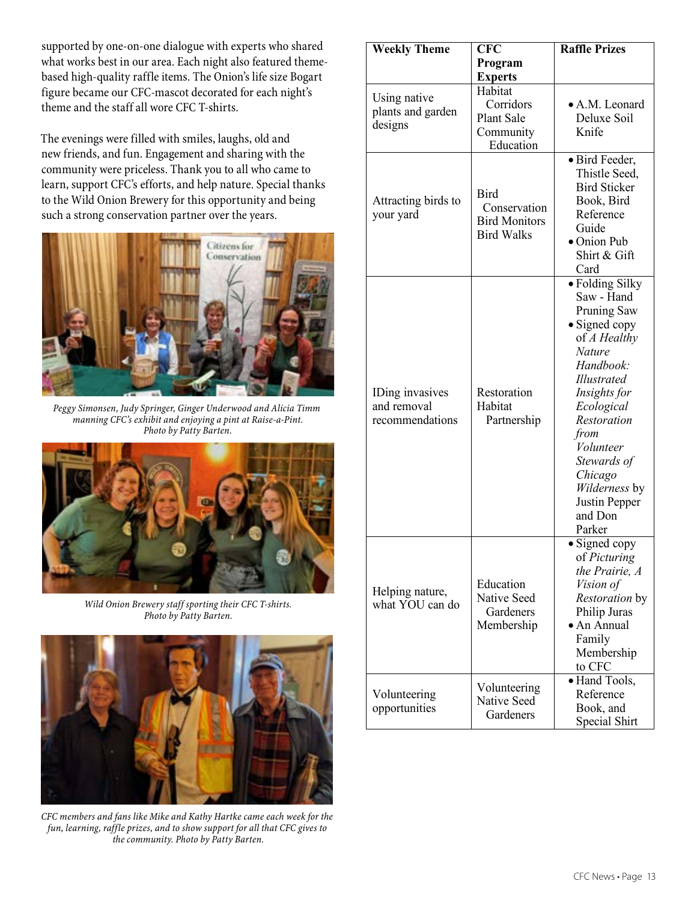supported by one-on-one dialogue with experts who shared what works best in our area. Each night also featured theme-based high-quality raffle items. The Onion's life size Bogart figure became our CFC-mascot decorated for each night's theme and the staff all wore CFC T-shirts.

The evenings were filled with smiles, laughs, old and new friends, and fun. Engagement and sharing with the community were priceless. Thank you to all who came to learn, support CFC's efforts, and help nature. Special thanks to the Wild Onion Brewery for this opportunity and being such a strong conservation partner over the years.

*Peggy Simonsen, Judy Springer, Ginger Underwood and Alicia Timm manning CFC's exhibit and enjoying a pint at Raise-a-Pint. Photo by Patty Barten.*

*Wild Onion Brewery staff sporting their CFC T-shirts. Photo by Patty Barten.*

*CFC members and fans like Mike and Kathy Hartke came each week for the fun, learning, raffle prizes, and to show support for all that CFC gives to the community. Photo by Patty Barten.*

| Weekly Theme | CFC Program Experts | Raffle Prizes |
|---|---|---|
| Using native plants and garden designs | Habitat Corridors<br>Plant Sale<br>Community Education | • A.M. Leonard Deluxe Soil Knife |
| Attracting birds to your yard | Bird Conservation<br>Bird Monitors<br>Bird Walks | • Bird Feeder, Thistle Seed, Bird Sticker Book, Bird Reference Guide<br>• Onion Pub Shirt & Gift Card |
| IDing invasives and removal recommendations | Restoration<br>Habitat Partnership | • Folding Silky Saw - Hand Pruning Saw<br>• Signed copy of *A Healthy Nature Handbook: Illustrated Insights for Ecological Restoration from Volunteer Stewards of Chicago Wilderness* by Justin Pepper and Don Parker |
| Helping nature, what YOU can do | Education<br>Native Seed Gardeners<br>Membership | • Signed copy of *Picturing the Prairie, A Vision of Restoration* by Philip Juras<br>• An Annual Family Membership to CFC |
| Volunteering opportunities | Volunteering<br>Native Seed Gardeners | • Hand Tools, Reference Book, and Special Shirt |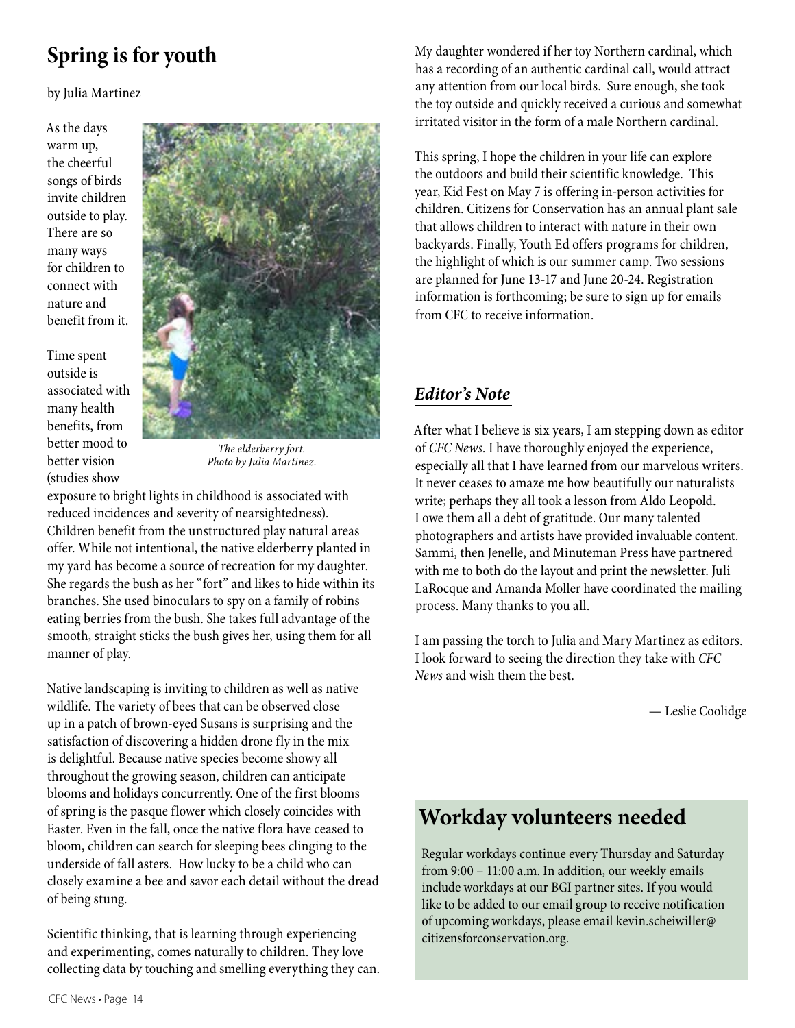## Spring is for youth

by Julia Martinez

As the days warm up, the cheerful songs of birds invite children outside to play. There are so many ways for children to connect with nature and benefit from it.

Time spent outside is associated with many health benefits, from better mood to better vision (studies show exposure to bright lights in childhood is associated with reduced incidences and severity of nearsightedness). Children benefit from the unstructured play natural areas offer. While not intentional, the native elderberry planted in my yard has become a source of recreation for my daughter. She regards the bush as her "fort" and likes to hide within its branches. She used binoculars to spy on a family of robins eating berries from the bush. She takes full advantage of the smooth, straight sticks the bush gives her, using them for all manner of play.

*The elderberry fort. Photo by Julia Martinez.*

Native landscaping is inviting to children as well as native wildlife. The variety of bees that can be observed close up in a patch of brown-eyed Susans is surprising and the satisfaction of discovering a hidden drone fly in the mix is delightful. Because native species become showy all throughout the growing season, children can anticipate blooms and holidays concurrently. One of the first blooms of spring is the pasque flower which closely coincides with Easter. Even in the fall, once the native flora have ceased to bloom, children can search for sleeping bees clinging to the underside of fall asters. How lucky to be a child who can closely examine a bee and savor each detail without the dread of being stung.

Scientific thinking, that is learning through experiencing and experimenting, comes naturally to children. They love collecting data by touching and smelling everything they can. My daughter wondered if her toy Northern cardinal, which has a recording of an authentic cardinal call, would attract any attention from our local birds. Sure enough, she took the toy outside and quickly received a curious and somewhat irritated visitor in the form of a male Northern cardinal.

This spring, I hope the children in your life can explore the outdoors and build their scientific knowledge. This year, Kid Fest on May 7 is offering in-person activities for children. Citizens for Conservation has an annual plant sale that allows children to interact with nature in their own backyards. Finally, Youth Ed offers programs for children, the highlight of which is our summer camp. Two sessions are planned for June 13-17 and June 20-24. Registration information is forthcoming; be sure to sign up for emails from CFC to receive information.

### *Editor's Note*

After what I believe is six years, I am stepping down as editor of *CFC News*. I have thoroughly enjoyed the experience, especially all that I have learned from our marvelous writers. It never ceases to amaze me how beautifully our naturalists write; perhaps they all took a lesson from Aldo Leopold. I owe them all a debt of gratitude. Our many talented photographers and artists have provided invaluable content. Sammi, then Jenelle, and Minuteman Press have partnered with me to both do the layout and print the newsletter. Juli LaRocque and Amanda Moller have coordinated the mailing process. Many thanks to you all.

I am passing the torch to Julia and Mary Martinez as editors. I look forward to seeing the direction they take with *CFC News* and wish them the best.

— Leslie Coolidge

## Workday volunteers needed

Regular workdays continue every Thursday and Saturday from 9:00 – 11:00 a.m. In addition, our weekly emails include workdays at our BGI partner sites. If you would like to be added to our email group to receive notification of upcoming workdays, please email kevin.scheiwiller@citizensforconservation.org.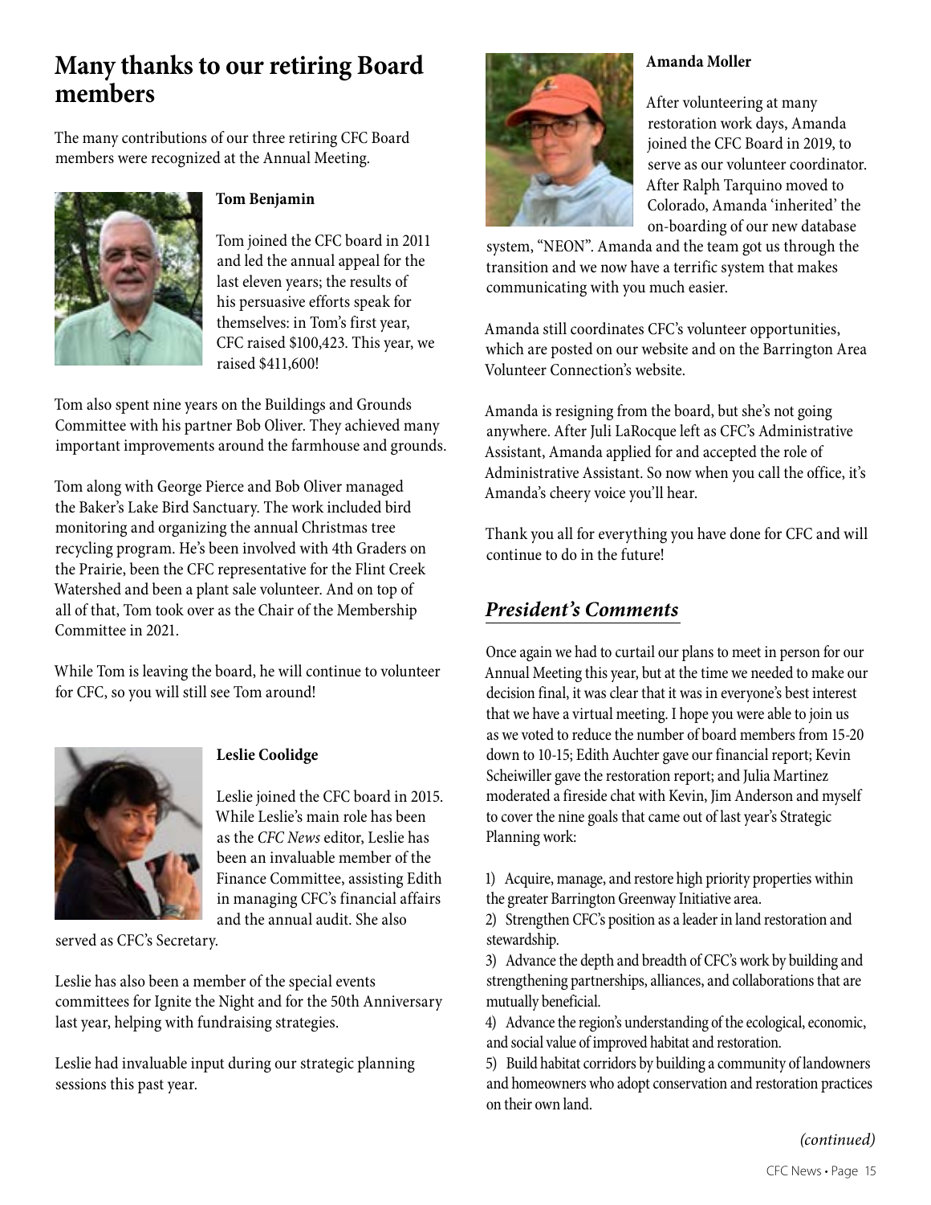## Many thanks to our retiring Board members

The many contributions of our three retiring CFC Board members were recognized at the Annual Meeting.

**Tom Benjamin**

Tom joined the CFC board in 2011 and led the annual appeal for the last eleven years; the results of his persuasive efforts speak for themselves: in Tom's first year, CFC raised $100,423. This year, we raised $411,600!

Tom also spent nine years on the Buildings and Grounds Committee with his partner Bob Oliver. They achieved many important improvements around the farmhouse and grounds.

Tom along with George Pierce and Bob Oliver managed the Baker's Lake Bird Sanctuary. The work included bird monitoring and organizing the annual Christmas tree recycling program. He's been involved with 4th Graders on the Prairie, been the CFC representative for the Flint Creek Watershed and been a plant sale volunteer. And on top of all of that, Tom took over as the Chair of the Membership Committee in 2021.

While Tom is leaving the board, he will continue to volunteer for CFC, so you will still see Tom around!

**Leslie Coolidge**

Leslie joined the CFC board in 2015. While Leslie's main role has been as the *CFC News* editor, Leslie has been an invaluable member of the Finance Committee, assisting Edith in managing CFC's financial affairs and the annual audit. She also served as CFC's Secretary.

Leslie has also been a member of the special events committees for Ignite the Night and for the 50th Anniversary last year, helping with fundraising strategies.

Leslie had invaluable input during our strategic planning sessions this past year.

**Amanda Moller**

After volunteering at many restoration work days, Amanda joined the CFC Board in 2019, to serve as our volunteer coordinator. After Ralph Tarquino moved to Colorado, Amanda 'inherited' the on-boarding of our new database system, "NEON". Amanda and the team got us through the transition and we now have a terrific system that makes communicating with you much easier.

Amanda still coordinates CFC's volunteer opportunities, which are posted on our website and on the Barrington Area Volunteer Connection's website.

Amanda is resigning from the board, but she's not going anywhere. After Juli LaRocque left as CFC's Administrative Assistant, Amanda applied for and accepted the role of Administrative Assistant. So now when you call the office, it's Amanda's cheery voice you'll hear.

Thank you all for everything you have done for CFC and will continue to do in the future!

## *President's Comments*

Once again we had to curtail our plans to meet in person for our Annual Meeting this year, but at the time we needed to make our decision final, it was clear that it was in everyone's best interest that we have a virtual meeting. I hope you were able to join us as we voted to reduce the number of board members from 15-20 down to 10-15; Edith Auchter gave our financial report; Kevin Scheiwiller gave the restoration report; and Julia Martinez moderated a fireside chat with Kevin, Jim Anderson and myself to cover the nine goals that came out of last year's Strategic Planning work:

1) Acquire, manage, and restore high priority properties within the greater Barrington Greenway Initiative area.
2) Strengthen CFC's position as a leader in land restoration and stewardship.
3) Advance the depth and breadth of CFC's work by building and strengthening partnerships, alliances, and collaborations that are mutually beneficial.
4) Advance the region's understanding of the ecological, economic, and social value of improved habitat and restoration.
5) Build habitat corridors by building a community of landowners and homeowners who adopt conservation and restoration practices on their own land.

*(continued)*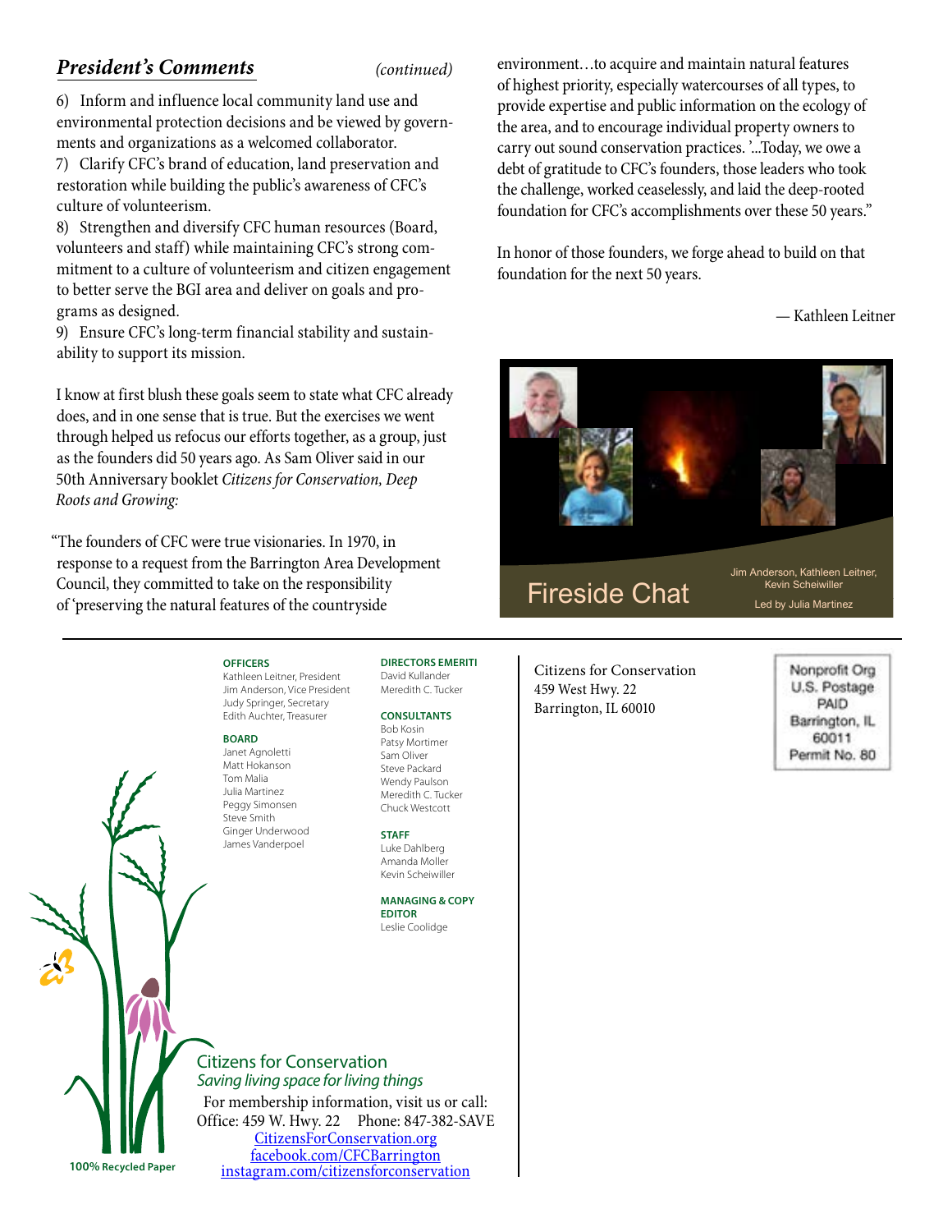## *President's Comments* *(continued)*

6) Inform and influence local community land use and environmental protection decisions and be viewed by governments and organizations as a welcomed collaborator.
7) Clarify CFC's brand of education, land preservation and restoration while building the public's awareness of CFC's culture of volunteerism.
8) Strengthen and diversify CFC human resources (Board, volunteers and staff) while maintaining CFC's strong commitment to a culture of volunteerism and citizen engagement to better serve the BGI area and deliver on goals and programs as designed.
9) Ensure CFC's long-term financial stability and sustainability to support its mission.

I know at first blush these goals seem to state what CFC already does, and in one sense that is true. But the exercises we went through helped us refocus our efforts together, as a group, just as the founders did 50 years ago. As Sam Oliver said in our 50th Anniversary booklet *Citizens for Conservation, Deep Roots and Growing:*

"The founders of CFC were true visionaries. In 1970, in response to a request from the Barrington Area Development Council, they committed to take on the responsibility of 'preserving the natural features of the countryside environment…to acquire and maintain natural features of highest priority, especially watercourses of all types, to provide expertise and public information on the ecology of the area, and to encourage individual property owners to carry out sound conservation practices. '...Today, we owe a debt of gratitude to CFC's founders, those leaders who took the challenge, worked ceaselessly, and laid the deep-rooted foundation for CFC's accomplishments over these 50 years."

In honor of those founders, we forge ahead to build on that foundation for the next 50 years.

— Kathleen Leitner

Fireside Chat

Jim Anderson, Kathleen Leitner, Kevin Scheiwiller

Led by Julia Martinez

---

**OFFICERS**
Kathleen Leitner, President
Jim Anderson, Vice President
Judy Springer, Secretary
Edith Auchter, Treasurer

**BOARD**
Janet Agnoletti
Matt Hokanson
Tom Malia
Julia Martinez
Peggy Simonsen
Steve Smith
Ginger Underwood
James Vanderpoel

**DIRECTORS EMERITI**
David Kullander
Meredith C. Tucker

**CONSULTANTS**
Bob Kosin
Patsy Mortimer
Sam Oliver
Steve Packard
Wendy Paulson
Meredith C. Tucker
Chuck Westcott

**STAFF**
Luke Dahlberg
Amanda Moller
Kevin Scheiwiller

**MANAGING & COPY EDITOR**
Leslie Coolidge

Citizens for Conservation
*Saving living space for living things*
For membership information, visit us or call:
Office: 459 W. Hwy. 22 Phone: 847-382-SAVE
CitizensForConservation.org
facebook.com/CFCBarrington
instagram.com/citizensforconservation

100% Recycled Paper

Citizens for Conservation
459 West Hwy. 22
Barrington, IL 60010

Nonprofit Org
U.S. Postage
PAID
Barrington, IL
60011
Permit No. 80